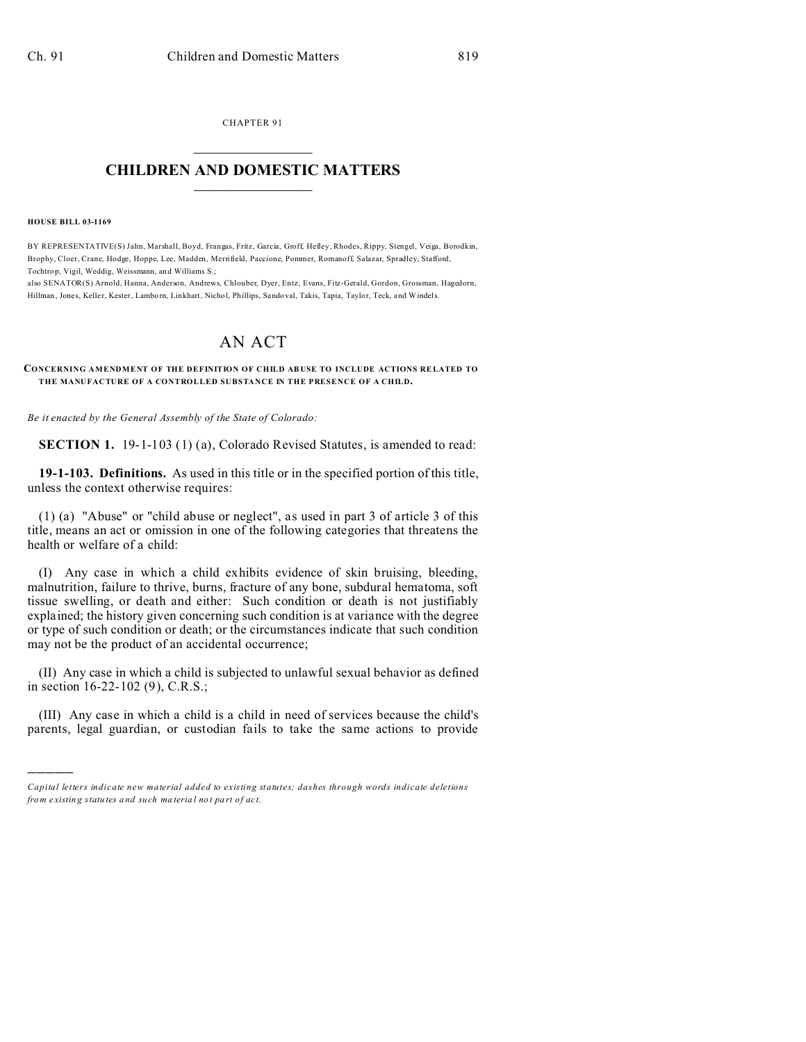CHAPTER 91

# CHILDREN AND DOMESTIC MATTERS

**HOUSE BILL 03-1169**

BY REPRESENTATIVE(S) Jahn, Marshall, Boyd, Frangas, Fritz, Garcia, Groff, Hefley, Rhodes, Rippy, Stengel, Veiga, Borodkin, Brophy, Cloer, Crane, Hodge, Hoppe, Lee, Madden, Merrifield, Paccione, Pommer, Romanoff, Salazar, Spradley, Stafford, Tochtrop, Vigil, Weddig, Weissmann, and Williams S.;
also SENATOR(S) Arnold, Hanna, Anderson, Andrews, Chlouber, Dyer, Entz, Evans, Fitz-Gerald, Gordon, Grossman, Hagedorn, Hillman, Jones, Keller, Kester, Lamborn, Linkhart, Nichol, Phillips, Sandoval, Takis, Tapia, Taylor, Teck, and Windels.

# AN ACT

**CONCERNING AMENDMENT OF THE DEFINITION OF CHILD ABUSE TO INCLUDE ACTIONS RELATED TO THE MANUFACTURE OF A CONTROLLED SUBSTANCE IN THE PRESENCE OF A CHILD.**

*Be it enacted by the General Assembly of the State of Colorado:*

**SECTION 1.** 19-1-103 (1) (a), Colorado Revised Statutes, is amended to read:

**19-1-103. Definitions.** As used in this title or in the specified portion of this title, unless the context otherwise requires:

(1) (a) "Abuse" or "child abuse or neglect", as used in part 3 of article 3 of this title, means an act or omission in one of the following categories that threatens the health or welfare of a child:

(I) Any case in which a child exhibits evidence of skin bruising, bleeding, malnutrition, failure to thrive, burns, fracture of any bone, subdural hematoma, soft tissue swelling, or death and either: Such condition or death is not justifiably explained; the history given concerning such condition is at variance with the degree or type of such condition or death; or the circumstances indicate that such condition may not be the product of an accidental occurrence;

(II) Any case in which a child is subjected to unlawful sexual behavior as defined in section 16-22-102 (9), C.R.S.;

(III) Any case in which a child is a child in need of services because the child's parents, legal guardian, or custodian fails to take the same actions to provide

---

*Capital letters indicate new material added to existing statutes; dashes through words indicate deletions from existing statutes and such material not part of act.*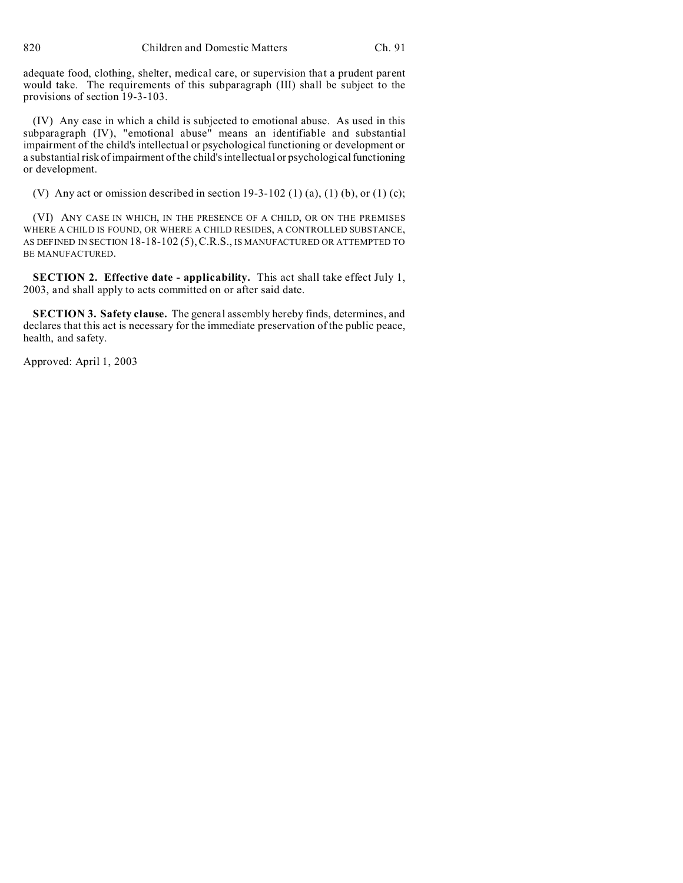adequate food, clothing, shelter, medical care, or supervision that a prudent parent would take. The requirements of this subparagraph (III) shall be subject to the provisions of section 19-3-103.

(IV) Any case in which a child is subjected to emotional abuse. As used in this subparagraph (IV), "emotional abuse" means an identifiable and substantial impairment of the child's intellectual or psychological functioning or development or a substantial risk of impairment of the child's intellectual or psychological functioning or development.

(V) Any act or omission described in section 19-3-102 (1) (a), (1) (b), or (1) (c);

(VI) ANY CASE IN WHICH, IN THE PRESENCE OF A CHILD, OR ON THE PREMISES WHERE A CHILD IS FOUND, OR WHERE A CHILD RESIDES, A CONTROLLED SUBSTANCE, AS DEFINED IN SECTION 18-18-102 (5), C.R.S., IS MANUFACTURED OR ATTEMPTED TO BE MANUFACTURED.

**SECTION 2. Effective date - applicability.** This act shall take effect July 1, 2003, and shall apply to acts committed on or after said date.

**SECTION 3. Safety clause.** The general assembly hereby finds, determines, and declares that this act is necessary for the immediate preservation of the public peace, health, and safety.

Approved: April 1, 2003